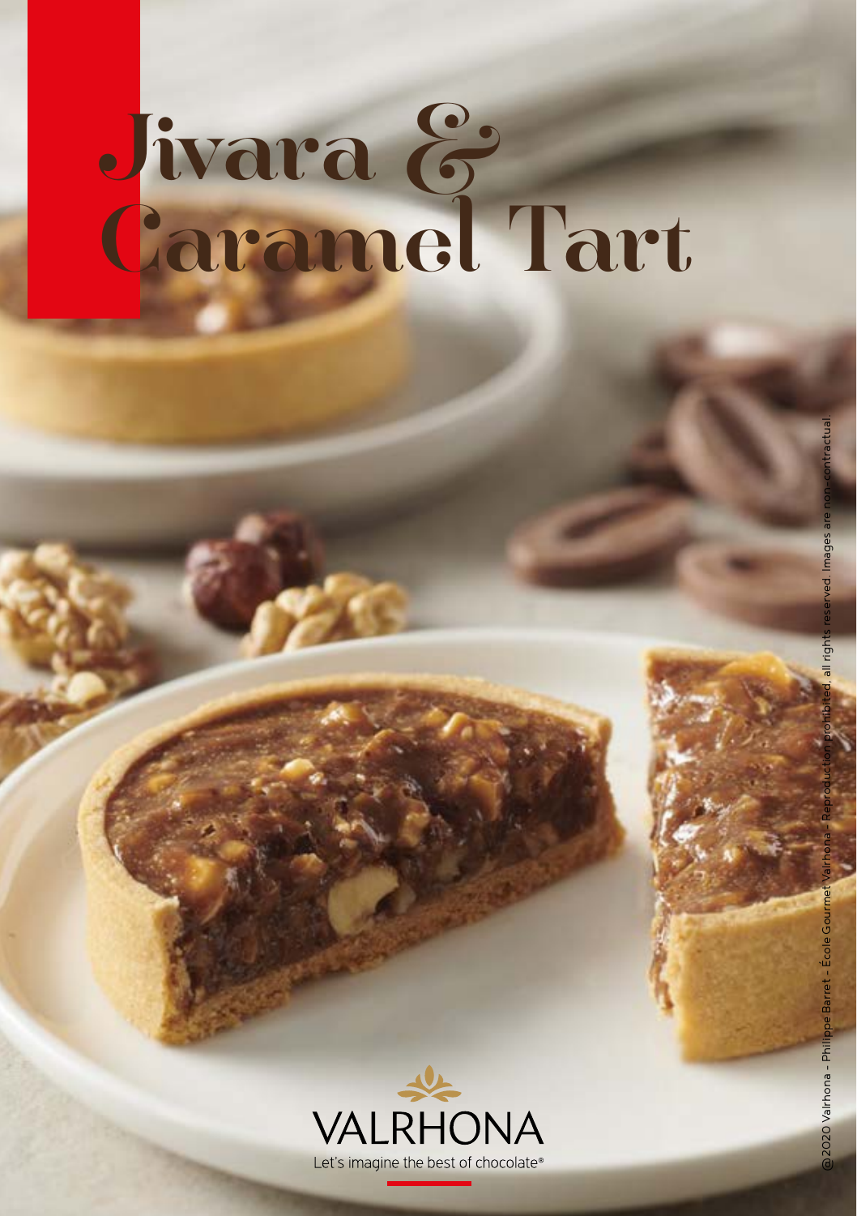# Jivara & Caramel Tart

VALRHONA

Let's imagine the best of chocolate®

@2020 Valrhona - Philippe Barret - École Gourmet Valrhona - Reproduction prohibited, all rights reserved. Images are non-contractual.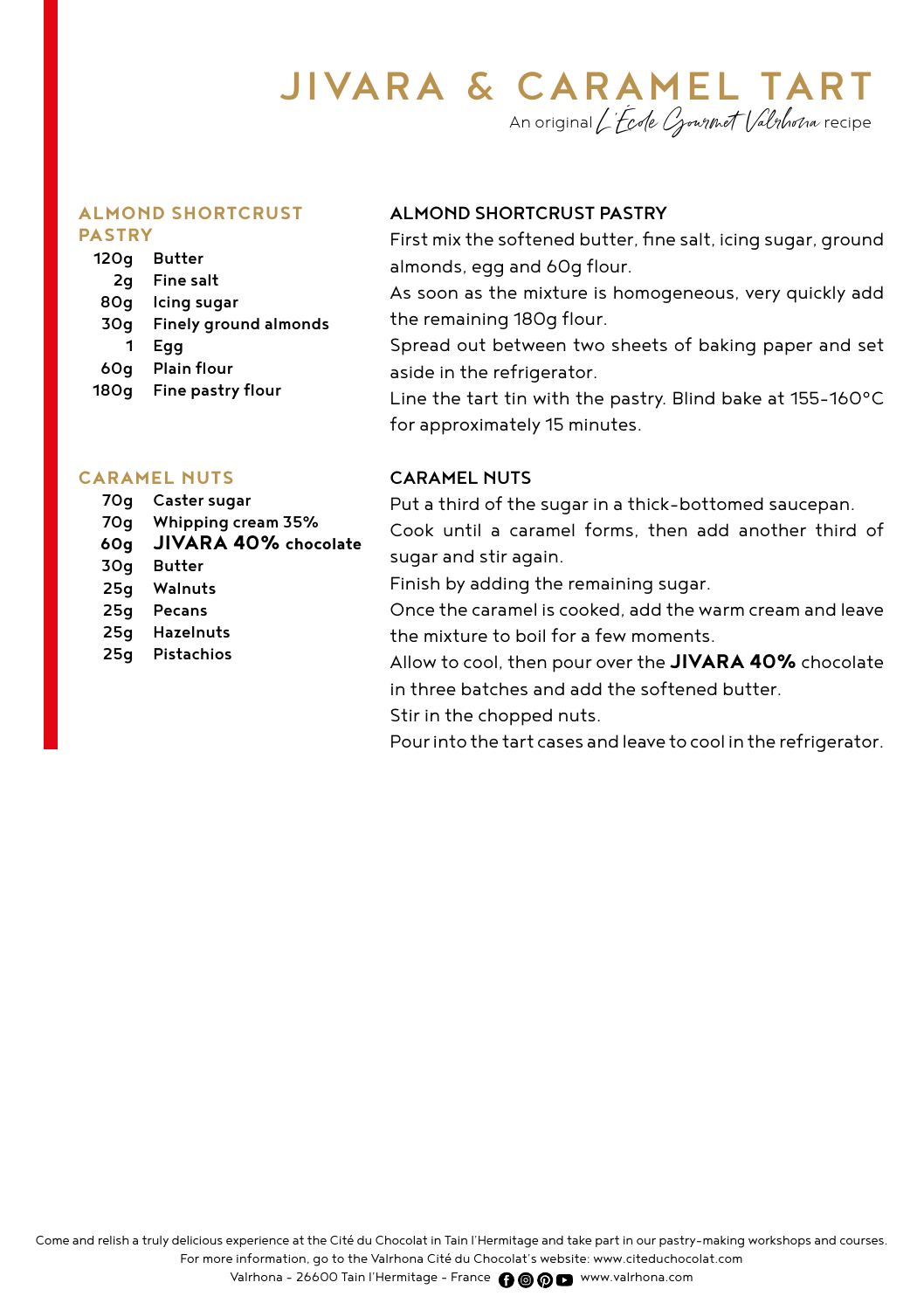# JIVARA & CARAMEL TART

An original L'École Gourmet Valrhona recipe

## ALMOND SHORTCRUST PASTRY

| | |
|---|---|
| 120g | Butter |
| 2g | Fine salt |
| 80g | Icing sugar |
| 30g | Finely ground almonds |
| 1 | Egg |
| 60g | Plain flour |
| 180g | Fine pastry flour |

**ALMOND SHORTCRUST PASTRY**

First mix the softened butter, fine salt, icing sugar, ground almonds, egg and 60g flour.
As soon as the mixture is homogeneous, very quickly add the remaining 180g flour.
Spread out between two sheets of baking paper and set aside in the refrigerator.
Line the tart tin with the pastry. Blind bake at 155-160°C for approximately 15 minutes.

## CARAMEL NUTS

| | |
|---|---|
| 70g | Caster sugar |
| 70g | Whipping cream 35% |
| 60g | **JIVARA 40%** chocolate |
| 30g | Butter |
| 25g | Walnuts |
| 25g | Pecans |
| 25g | Hazelnuts |
| 25g | Pistachios |

**CARAMEL NUTS**

Put a third of the sugar in a thick-bottomed saucepan.
Cook until a caramel forms, then add another third of sugar and stir again.
Finish by adding the remaining sugar.
Once the caramel is cooked, add the warm cream and leave the mixture to boil for a few moments.
Allow to cool, then pour over the **JIVARA 40%** chocolate in three batches and add the softened butter.
Stir in the chopped nuts.
Pour into the tart cases and leave to cool in the refrigerator.

Come and relish a truly delicious experience at the Cité du Chocolat in Tain l'Hermitage and take part in our pastry-making workshops and courses.
For more information, go to the Valrhona Cité du Chocolat's website: www.citeduchocolat.com
Valrhona - 26600 Tain l'Hermitage - France www.valrhona.com